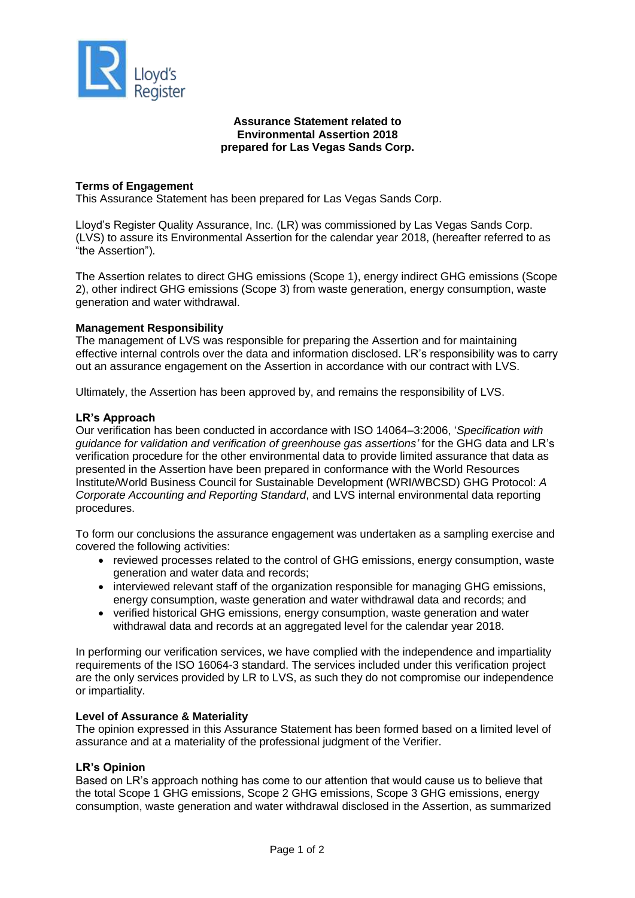Lloyd's Register

**Assurance Statement related to Environmental Assertion 2018 prepared for Las Vegas Sands Corp.**

**Terms of Engagement**

This Assurance Statement has been prepared for Las Vegas Sands Corp.

Lloyd's Register Quality Assurance, Inc. (LR) was commissioned by Las Vegas Sands Corp. (LVS) to assure its Environmental Assertion for the calendar year 2018, (hereafter referred to as "the Assertion").

The Assertion relates to direct GHG emissions (Scope 1), energy indirect GHG emissions (Scope 2), other indirect GHG emissions (Scope 3) from waste generation, energy consumption, waste generation and water withdrawal.

**Management Responsibility**

The management of LVS was responsible for preparing the Assertion and for maintaining effective internal controls over the data and information disclosed. LR's responsibility was to carry out an assurance engagement on the Assertion in accordance with our contract with LVS.

Ultimately, the Assertion has been approved by, and remains the responsibility of LVS.

**LR's Approach**

Our verification has been conducted in accordance with ISO 14064–3:2006, '*Specification with guidance for validation and verification of greenhouse gas assertions'* for the GHG data and LR's verification procedure for the other environmental data to provide limited assurance that data as presented in the Assertion have been prepared in conformance with the World Resources Institute/World Business Council for Sustainable Development (WRI/WBCSD) GHG Protocol: *A Corporate Accounting and Reporting Standard*, and LVS internal environmental data reporting procedures.

To form our conclusions the assurance engagement was undertaken as a sampling exercise and covered the following activities:

- reviewed processes related to the control of GHG emissions, energy consumption, waste generation and water data and records;
- interviewed relevant staff of the organization responsible for managing GHG emissions, energy consumption, waste generation and water withdrawal data and records; and
- verified historical GHG emissions, energy consumption, waste generation and water withdrawal data and records at an aggregated level for the calendar year 2018.

In performing our verification services, we have complied with the independence and impartiality requirements of the ISO 16064-3 standard. The services included under this verification project are the only services provided by LR to LVS, as such they do not compromise our independence or impartiality.

**Level of Assurance & Materiality**

The opinion expressed in this Assurance Statement has been formed based on a limited level of assurance and at a materiality of the professional judgment of the Verifier.

**LR's Opinion**

Based on LR's approach nothing has come to our attention that would cause us to believe that the total Scope 1 GHG emissions, Scope 2 GHG emissions, Scope 3 GHG emissions, energy consumption, waste generation and water withdrawal disclosed in the Assertion, as summarized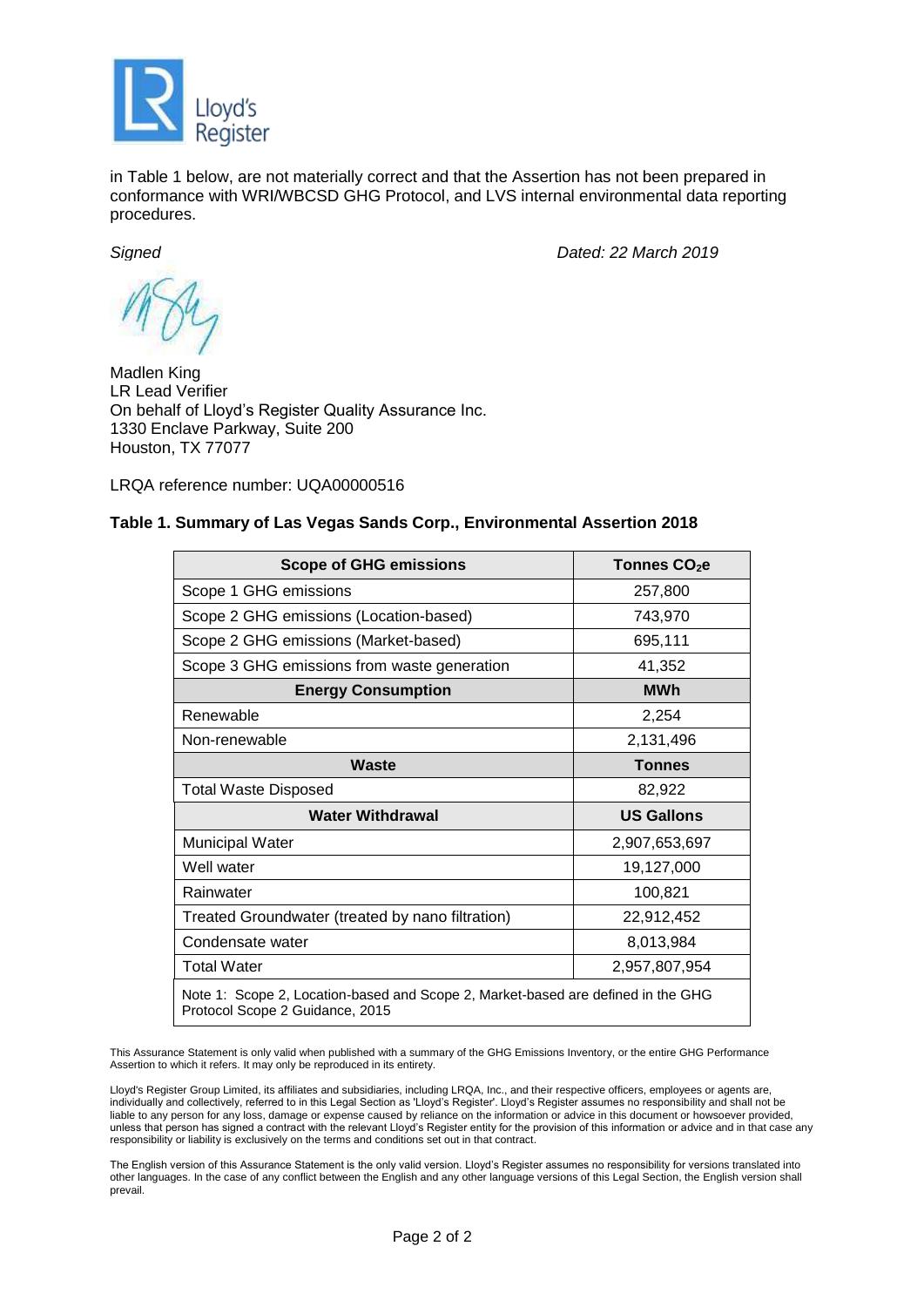in Table 1 below, are not materially correct and that the Assertion has not been prepared in conformance with WRI/WBCSD GHG Protocol, and LVS internal environmental data reporting procedures.

*Signed* *Dated: 22 March 2019*

Madlen King
LR Lead Verifier
On behalf of Lloyd's Register Quality Assurance Inc.
1330 Enclave Parkway, Suite 200
Houston, TX 77077

LRQA reference number: UQA00000516

**Table 1. Summary of Las Vegas Sands Corp., Environmental Assertion 2018**

| Scope of GHG emissions | Tonnes $CO_2e$ |
|---|---|
| Scope 1 GHG emissions | 257,800 |
| Scope 2 GHG emissions (Location-based) | 743,970 |
| Scope 2 GHG emissions (Market-based) | 695,111 |
| Scope 3 GHG emissions from waste generation | 41,352 |
| **Energy Consumption** | **MWh** |
| Renewable | 2,254 |
| Non-renewable | 2,131,496 |
| **Waste** | **Tonnes** |
| Total Waste Disposed | 82,922 |
| **Water Withdrawal** | **US Gallons** |
| Municipal Water | 2,907,653,697 |
| Well water | 19,127,000 |
| Rainwater | 100,821 |
| Treated Groundwater (treated by nano filtration) | 22,912,452 |
| Condensate water | 8,013,984 |
| Total Water | 2,957,807,954 |
| Note 1: Scope 2, Location-based and Scope 2, Market-based are defined in the GHG Protocol Scope 2 Guidance, 2015 | |

This Assurance Statement is only valid when published with a summary of the GHG Emissions Inventory, or the entire GHG Performance Assertion to which it refers. It may only be reproduced in its entirety.

Lloyd's Register Group Limited, its affiliates and subsidiaries, including LRQA, Inc., and their respective officers, employees or agents are, individually and collectively, referred to in this Legal Section as 'Lloyd's Register'. Lloyd's Register assumes no responsibility and shall not be liable to any person for any loss, damage or expense caused by reliance on the information or advice in this document or howsoever provided, unless that person has signed a contract with the relevant Lloyd's Register entity for the provision of this information or advice and in that case any responsibility or liability is exclusively on the terms and conditions set out in that contract.

The English version of this Assurance Statement is the only valid version. Lloyd's Register assumes no responsibility for versions translated into other languages. In the case of any conflict between the English and any other language versions of this Legal Section, the English version shall prevail.